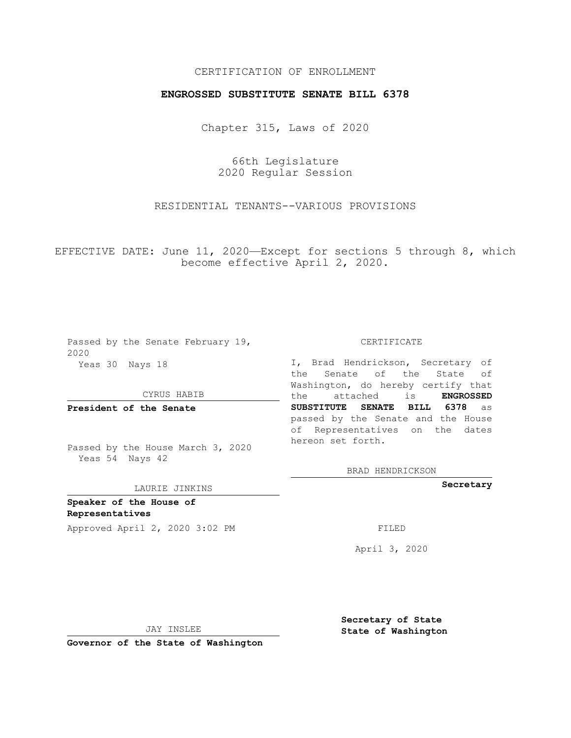CERTIFICATION OF ENROLLMENT

**ENGROSSED SUBSTITUTE SENATE BILL 6378**

Chapter 315, Laws of 2020

66th Legislature
2020 Regular Session

RESIDENTIAL TENANTS--VARIOUS PROVISIONS

EFFECTIVE DATE: June 11, 2020—Except for sections 5 through 8, which become effective April 2, 2020.

Passed by the Senate February 19, 2020
Yeas 30 Nays 18

CYRUS HABIB

**President of the Senate**

Passed by the House March 3, 2020
Yeas 54 Nays 42

LAURIE JINKINS

**Speaker of the House of Representatives**

Approved April 2, 2020 3:02 PM

JAY INSLEE

**Governor of the State of Washington**

CERTIFICATE

I, Brad Hendrickson, Secretary of the Senate of the State of Washington, do hereby certify that the attached is **ENGROSSED SUBSTITUTE SENATE BILL 6378** as passed by the Senate and the House of Representatives on the dates hereon set forth.

BRAD HENDRICKSON

**Secretary**

FILED

April 3, 2020

**Secretary of State**
**State of Washington**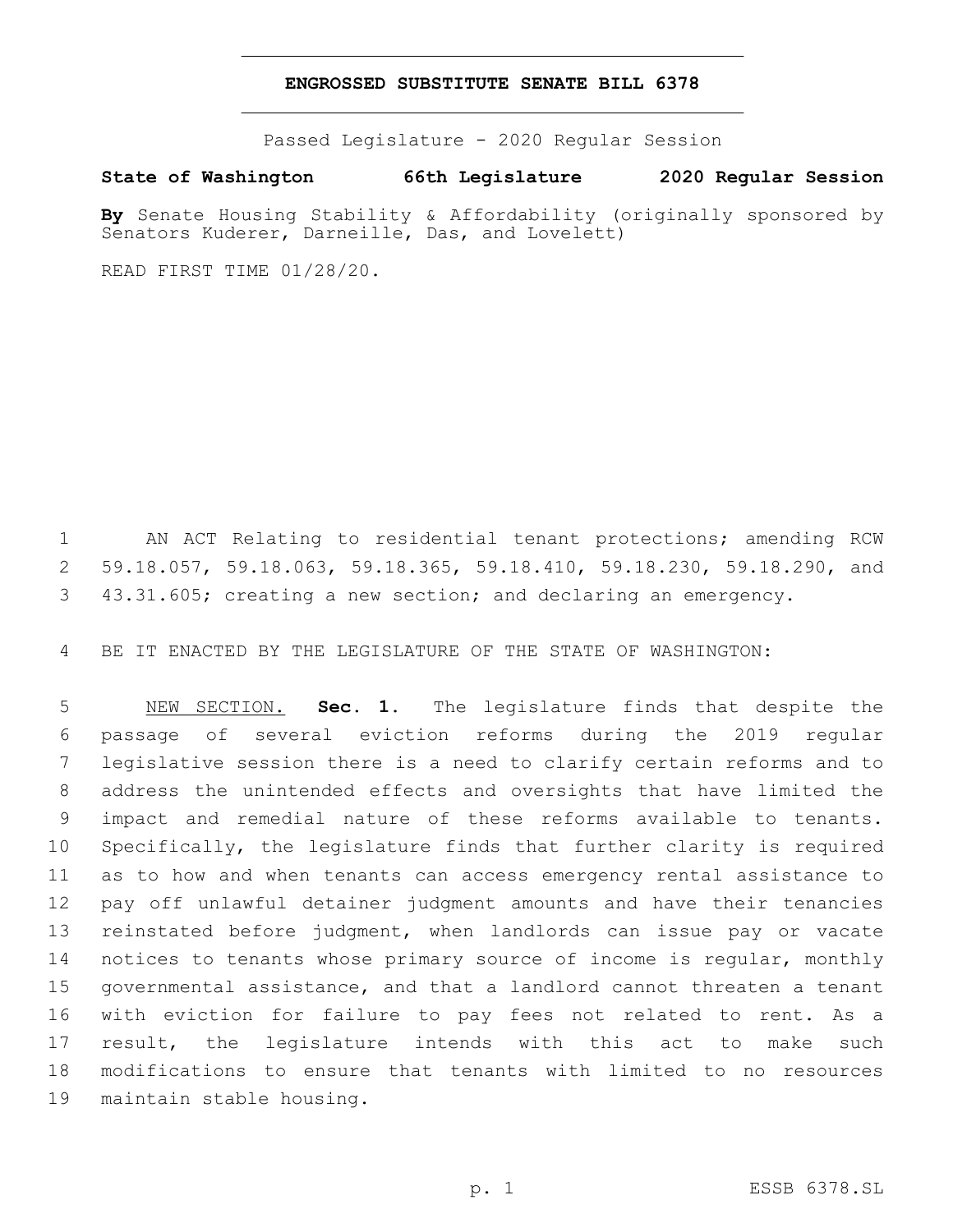# ENGROSSED SUBSTITUTE SENATE BILL 6378

Passed Legislature - 2020 Regular Session

**State of Washington 66th Legislature 2020 Regular Session**

**By** Senate Housing Stability & Affordability (originally sponsored by Senators Kuderer, Darneille, Das, and Lovelett)

READ FIRST TIME 01/28/20.

AN ACT Relating to residential tenant protections; amending RCW 59.18.057, 59.18.063, 59.18.365, 59.18.410, 59.18.230, 59.18.290, and 43.31.605; creating a new section; and declaring an emergency.

BE IT ENACTED BY THE LEGISLATURE OF THE STATE OF WASHINGTON:

NEW SECTION. **Sec. 1.** The legislature finds that despite the passage of several eviction reforms during the 2019 regular legislative session there is a need to clarify certain reforms and to address the unintended effects and oversights that have limited the impact and remedial nature of these reforms available to tenants. Specifically, the legislature finds that further clarity is required as to how and when tenants can access emergency rental assistance to pay off unlawful detainer judgment amounts and have their tenancies reinstated before judgment, when landlords can issue pay or vacate notices to tenants whose primary source of income is regular, monthly governmental assistance, and that a landlord cannot threaten a tenant with eviction for failure to pay fees not related to rent. As a result, the legislature intends with this act to make such modifications to ensure that tenants with limited to no resources maintain stable housing.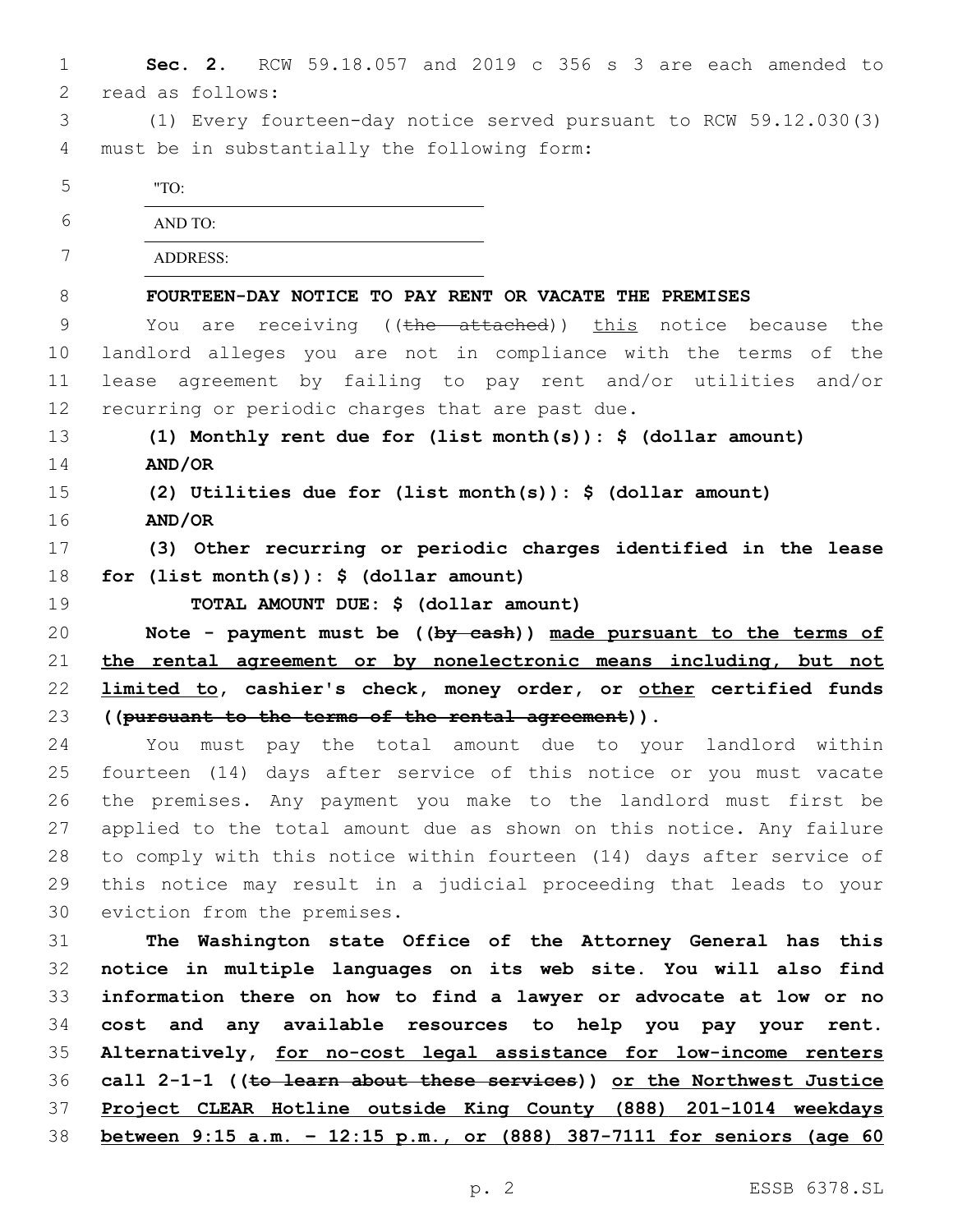**Sec. 2.** RCW 59.18.057 and 2019 c 356 s 3 are each amended to read as follows:

(1) Every fourteen-day notice served pursuant to RCW 59.12.030(3) must be in substantially the following form:

"TO:

AND TO:

ADDRESS:

**FOURTEEN-DAY NOTICE TO PAY RENT OR VACATE THE PREMISES**

You are receiving ((~~the attached~~)) <u>this</u> notice because the landlord alleges you are not in compliance with the terms of the lease agreement by failing to pay rent and/or utilities and/or recurring or periodic charges that are past due.

**(1) Monthly rent due for (list month(s)): $ (dollar amount)**

**AND/OR**

**(2) Utilities due for (list month(s)): $ (dollar amount)**

**AND/OR**

**(3) Other recurring or periodic charges identified in the lease for (list month(s)): $ (dollar amount)**

**TOTAL AMOUNT DUE: $ (dollar amount)**

**Note - payment must be ((~~by cash~~)) <u>made pursuant to the terms of the rental agreement or by nonelectronic means including, but not limited to</u>, cashier's check, money order, or <u>other</u> certified funds ((~~pursuant to the terms of the rental agreement~~)).**

You must pay the total amount due to your landlord within fourteen (14) days after service of this notice or you must vacate the premises. Any payment you make to the landlord must first be applied to the total amount due as shown on this notice. Any failure to comply with this notice within fourteen (14) days after service of this notice may result in a judicial proceeding that leads to your eviction from the premises.

**The Washington state Office of the Attorney General has this notice in multiple languages on its web site. You will also find information there on how to find a lawyer or advocate at low or no cost and any available resources to help you pay your rent. Alternatively, <u>for no-cost legal assistance for low-income renters</u> call 2-1-1 ((~~to learn about these services~~)) <u>or the Northwest Justice Project CLEAR Hotline outside King County (888) 201-1014 weekdays between 9:15 a.m. - 12:15 p.m., or (888) 387-7111 for seniors (age 60</u>**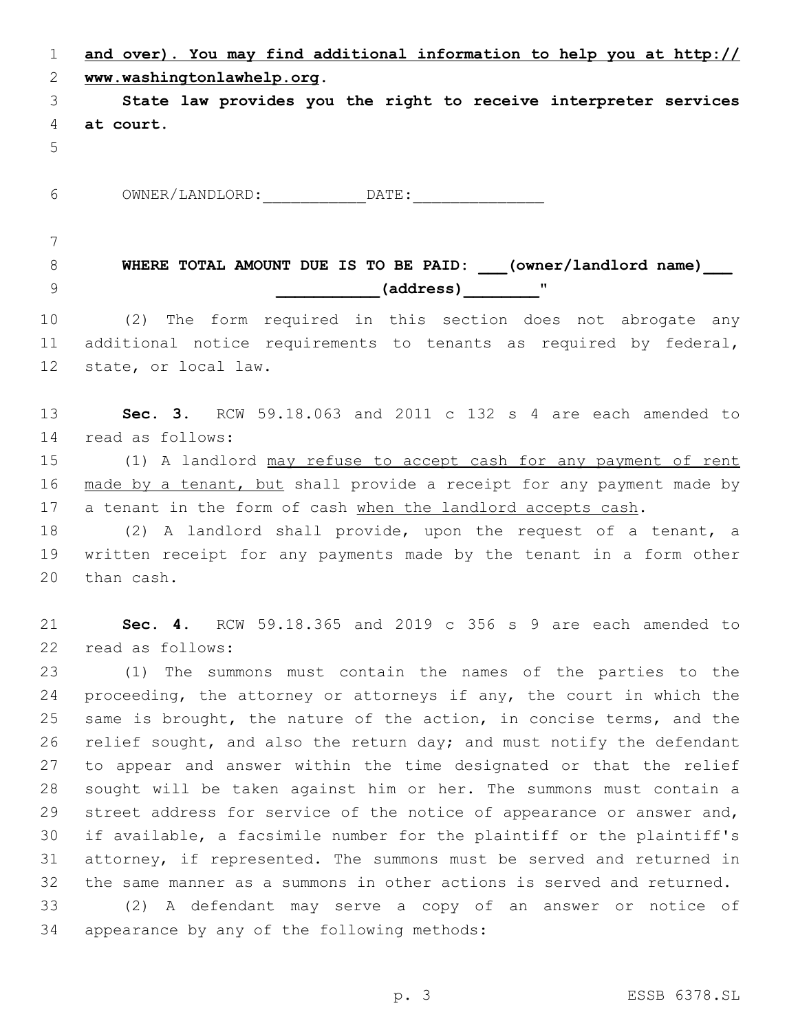**and over). You may find additional information to help you at http://www.washingtonlawhelp.org.**

**State law provides you the right to receive interpreter services at court.**

OWNER/LANDLORD:___________DATE:______________

**WHERE TOTAL AMOUNT DUE IS TO BE PAID: ___(owner/landlord name)___ __________(address)_______"**

(2) The form required in this section does not abrogate any additional notice requirements to tenants as required by federal, state, or local law.

**Sec. 3.** RCW 59.18.063 and 2011 c 132 s 4 are each amended to read as follows:

(1) A landlord <u>may refuse to accept cash for any payment of rent made by a tenant, but</u> shall provide a receipt for any payment made by a tenant in the form of cash <u>when the landlord accepts cash</u>.

(2) A landlord shall provide, upon the request of a tenant, a written receipt for any payments made by the tenant in a form other than cash.

**Sec. 4.** RCW 59.18.365 and 2019 c 356 s 9 are each amended to read as follows:

(1) The summons must contain the names of the parties to the proceeding, the attorney or attorneys if any, the court in which the same is brought, the nature of the action, in concise terms, and the relief sought, and also the return day; and must notify the defendant to appear and answer within the time designated or that the relief sought will be taken against him or her. The summons must contain a street address for service of the notice of appearance or answer and, if available, a facsimile number for the plaintiff or the plaintiff's attorney, if represented. The summons must be served and returned in the same manner as a summons in other actions is served and returned.

(2) A defendant may serve a copy of an answer or notice of appearance by any of the following methods: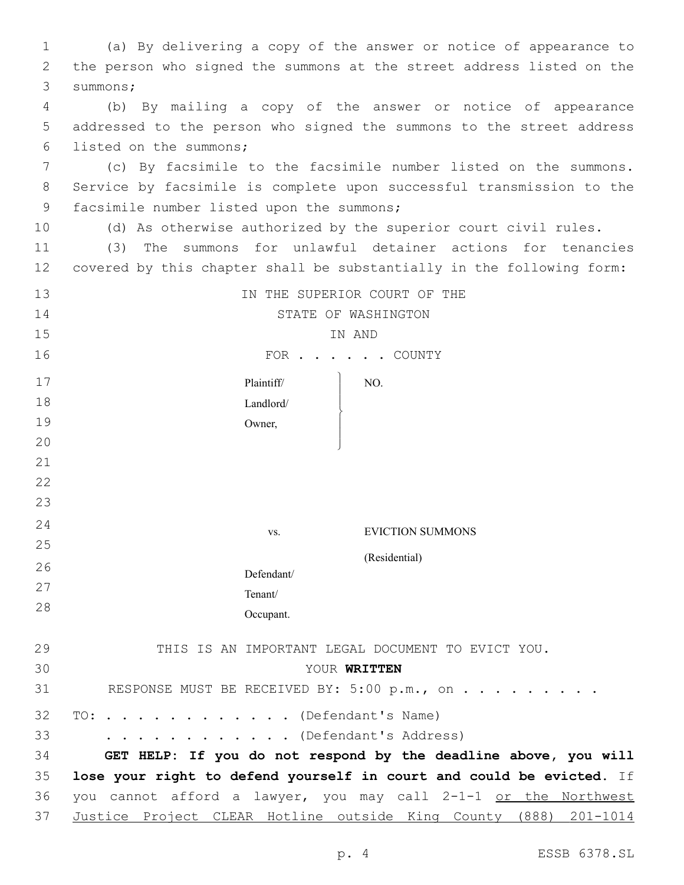(a) By delivering a copy of the answer or notice of appearance to the person who signed the summons at the street address listed on the summons;

(b) By mailing a copy of the answer or notice of appearance addressed to the person who signed the summons to the street address listed on the summons;

(c) By facsimile to the facsimile number listed on the summons. Service by facsimile is complete upon successful transmission to the facsimile number listed upon the summons;

(d) As otherwise authorized by the superior court civil rules.

(3) The summons for unlawful detainer actions for tenancies covered by this chapter shall be substantially in the following form:

IN THE SUPERIOR COURT OF THE
STATE OF WASHINGTON
IN AND
FOR . . . . . . COUNTY

| | |
|---|---|
| Plaintiff/<br>Landlord/<br>Owner, | NO. |
| vs. | EVICTION SUMMONS<br>(Residential) |
| Defendant/<br>Tenant/<br>Occupant. | |

THIS IS AN IMPORTANT LEGAL DOCUMENT TO EVICT YOU.

YOUR **WRITTEN**

RESPONSE MUST BE RECEIVED BY: 5:00 p.m., on . . . . . . . . .

TO: . . . . . . . . . . . . (Defendant's Name)

. . . . . . . . . . . . (Defendant's Address)

**GET HELP: If you do not respond by the deadline above, you will lose your right to defend yourself in court and could be evicted.** If you cannot afford a lawyer, you may call 2-1-1 <u>or the Northwest Justice Project CLEAR Hotline outside King County (888) 201-1014</u>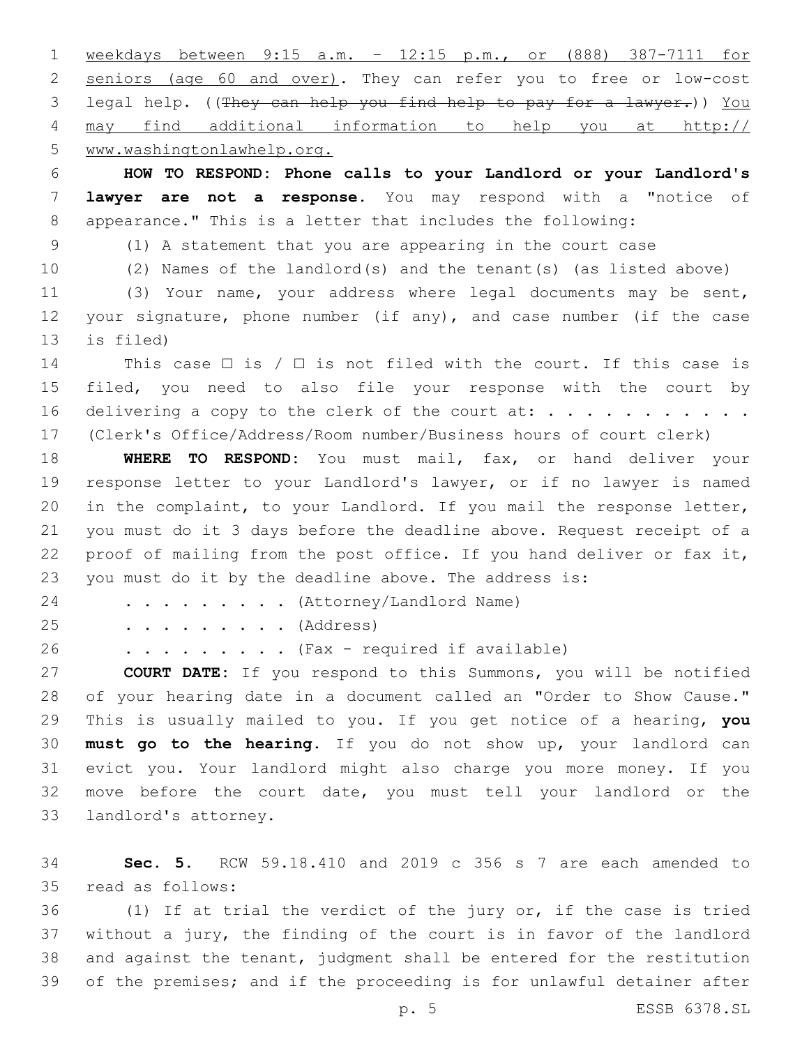weekdays between 9:15 a.m. - 12:15 p.m., or (888) 387-7111 for seniors (age 60 and over). They can refer you to free or low-cost legal help. ((~~They can help you find help to pay for a lawyer.~~)) You may find additional information to help you at http://www.washingtonlawhelp.org.

**HOW TO RESPOND: Phone calls to your Landlord or your Landlord's lawyer are not a response.** You may respond with a "notice of appearance." This is a letter that includes the following:

(1) A statement that you are appearing in the court case

(2) Names of the landlord(s) and the tenant(s) (as listed above)

(3) Your name, your address where legal documents may be sent, your signature, phone number (if any), and case number (if the case is filed)

This case ☐ is / ☐ is not filed with the court. If this case is filed, you need to also file your response with the court by delivering a copy to the clerk of the court at: . . . . . . . . . . . (Clerk's Office/Address/Room number/Business hours of court clerk)

**WHERE TO RESPOND:** You must mail, fax, or hand deliver your response letter to your Landlord's lawyer, or if no lawyer is named in the complaint, to your Landlord. If you mail the response letter, you must do it 3 days before the deadline above. Request receipt of a proof of mailing from the post office. If you hand deliver or fax it, you must do it by the deadline above. The address is:

. . . . . . . . . (Attorney/Landlord Name)

. . . . . . . . . (Address)

. . . . . . . . . (Fax - required if available)

**COURT DATE:** If you respond to this Summons, you will be notified of your hearing date in a document called an "Order to Show Cause." This is usually mailed to you. If you get notice of a hearing, **you must go to the hearing**. If you do not show up, your landlord can evict you. Your landlord might also charge you more money. If you move before the court date, you must tell your landlord or the landlord's attorney.

**Sec. 5.** RCW 59.18.410 and 2019 c 356 s 7 are each amended to read as follows:

(1) If at trial the verdict of the jury or, if the case is tried without a jury, the finding of the court is in favor of the landlord and against the tenant, judgment shall be entered for the restitution of the premises; and if the proceeding is for unlawful detainer after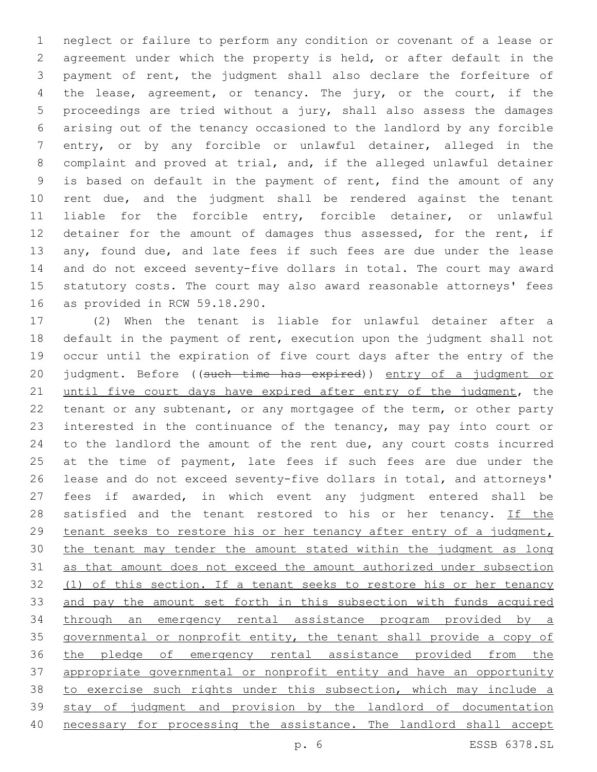neglect or failure to perform any condition or covenant of a lease or agreement under which the property is held, or after default in the payment of rent, the judgment shall also declare the forfeiture of the lease, agreement, or tenancy. The jury, or the court, if the proceedings are tried without a jury, shall also assess the damages arising out of the tenancy occasioned to the landlord by any forcible entry, or by any forcible or unlawful detainer, alleged in the complaint and proved at trial, and, if the alleged unlawful detainer is based on default in the payment of rent, find the amount of any rent due, and the judgment shall be rendered against the tenant liable for the forcible entry, forcible detainer, or unlawful detainer for the amount of damages thus assessed, for the rent, if any, found due, and late fees if such fees are due under the lease and do not exceed seventy-five dollars in total. The court may award statutory costs. The court may also award reasonable attorneys' fees as provided in RCW 59.18.290.

(2) When the tenant is liable for unlawful detainer after a default in the payment of rent, execution upon the judgment shall not occur until the expiration of five court days after the entry of the judgment. Before ((~~such time has expired~~)) <u>entry of a judgment or until five court days have expired after entry of the judgment</u>, the tenant or any subtenant, or any mortgagee of the term, or other party interested in the continuance of the tenancy, may pay into court or to the landlord the amount of the rent due, any court costs incurred at the time of payment, late fees if such fees are due under the lease and do not exceed seventy-five dollars in total, and attorneys' fees if awarded, in which event any judgment entered shall be satisfied and the tenant restored to his or her tenancy. <u>If the tenant seeks to restore his or her tenancy after entry of a judgment, the tenant may tender the amount stated within the judgment as long as that amount does not exceed the amount authorized under subsection (1) of this section. If a tenant seeks to restore his or her tenancy and pay the amount set forth in this subsection with funds acquired through an emergency rental assistance program provided by a governmental or nonprofit entity, the tenant shall provide a copy of the pledge of emergency rental assistance provided from the appropriate governmental or nonprofit entity and have an opportunity to exercise such rights under this subsection, which may include a stay of judgment and provision by the landlord of documentation necessary for processing the assistance. The landlord shall accept</u>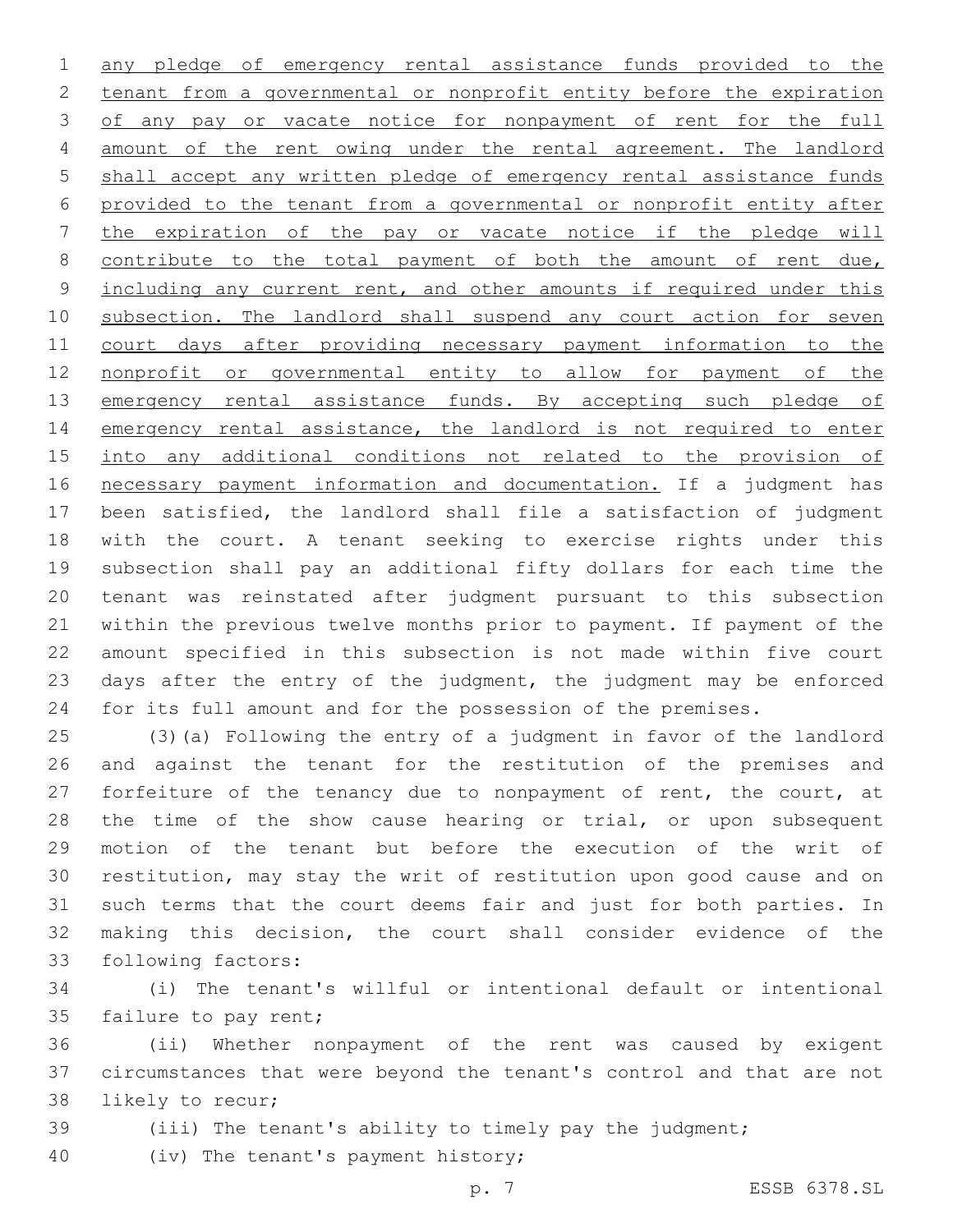any pledge of emergency rental assistance funds provided to the tenant from a governmental or nonprofit entity before the expiration of any pay or vacate notice for nonpayment of rent for the full amount of the rent owing under the rental agreement. The landlord shall accept any written pledge of emergency rental assistance funds provided to the tenant from a governmental or nonprofit entity after the expiration of the pay or vacate notice if the pledge will contribute to the total payment of both the amount of rent due, including any current rent, and other amounts if required under this subsection. The landlord shall suspend any court action for seven court days after providing necessary payment information to the nonprofit or governmental entity to allow for payment of the emergency rental assistance funds. By accepting such pledge of emergency rental assistance, the landlord is not required to enter into any additional conditions not related to the provision of necessary payment information and documentation. If a judgment has been satisfied, the landlord shall file a satisfaction of judgment with the court. A tenant seeking to exercise rights under this subsection shall pay an additional fifty dollars for each time the tenant was reinstated after judgment pursuant to this subsection within the previous twelve months prior to payment. If payment of the amount specified in this subsection is not made within five court days after the entry of the judgment, the judgment may be enforced for its full amount and for the possession of the premises.

(3)(a) Following the entry of a judgment in favor of the landlord and against the tenant for the restitution of the premises and forfeiture of the tenancy due to nonpayment of rent, the court, at the time of the show cause hearing or trial, or upon subsequent motion of the tenant but before the execution of the writ of restitution, may stay the writ of restitution upon good cause and on such terms that the court deems fair and just for both parties. In making this decision, the court shall consider evidence of the following factors:

(i) The tenant's willful or intentional default or intentional failure to pay rent;

(ii) Whether nonpayment of the rent was caused by exigent circumstances that were beyond the tenant's control and that are not likely to recur;

(iii) The tenant's ability to timely pay the judgment;

(iv) The tenant's payment history;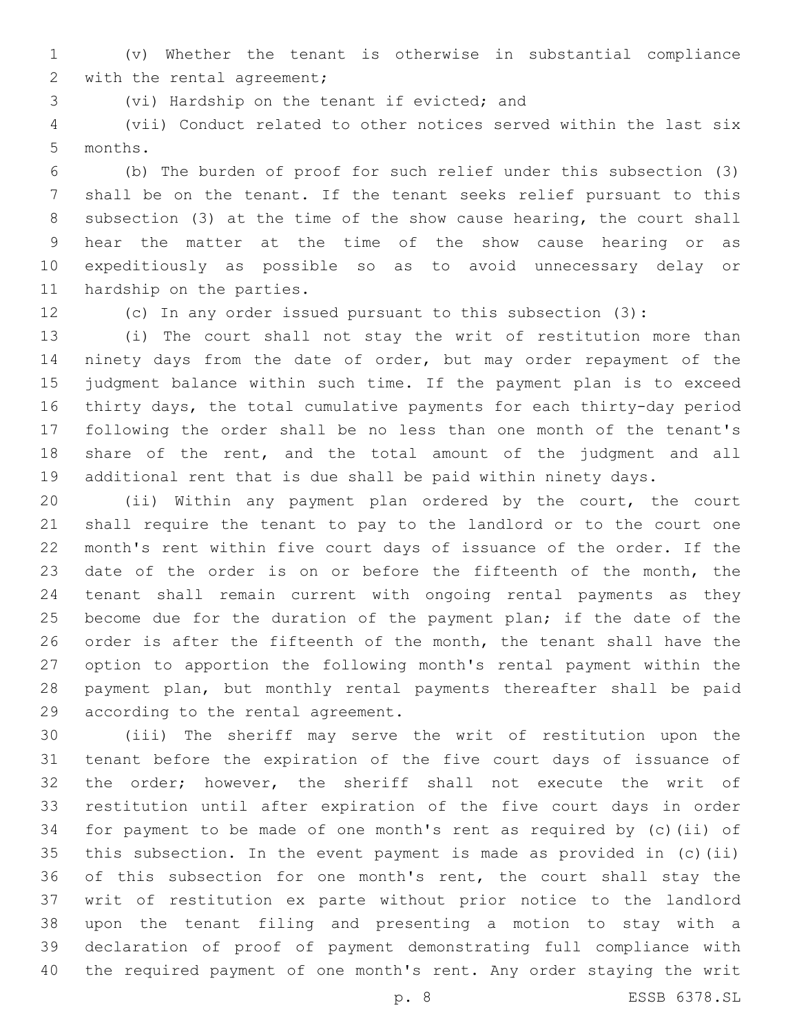(v) Whether the tenant is otherwise in substantial compliance with the rental agreement;

(vi) Hardship on the tenant if evicted; and

(vii) Conduct related to other notices served within the last six months.

(b) The burden of proof for such relief under this subsection (3) shall be on the tenant. If the tenant seeks relief pursuant to this subsection (3) at the time of the show cause hearing, the court shall hear the matter at the time of the show cause hearing or as expeditiously as possible so as to avoid unnecessary delay or hardship on the parties.

(c) In any order issued pursuant to this subsection (3):

(i) The court shall not stay the writ of restitution more than ninety days from the date of order, but may order repayment of the judgment balance within such time. If the payment plan is to exceed thirty days, the total cumulative payments for each thirty-day period following the order shall be no less than one month of the tenant's share of the rent, and the total amount of the judgment and all additional rent that is due shall be paid within ninety days.

(ii) Within any payment plan ordered by the court, the court shall require the tenant to pay to the landlord or to the court one month's rent within five court days of issuance of the order. If the date of the order is on or before the fifteenth of the month, the tenant shall remain current with ongoing rental payments as they become due for the duration of the payment plan; if the date of the order is after the fifteenth of the month, the tenant shall have the option to apportion the following month's rental payment within the payment plan, but monthly rental payments thereafter shall be paid according to the rental agreement.

(iii) The sheriff may serve the writ of restitution upon the tenant before the expiration of the five court days of issuance of the order; however, the sheriff shall not execute the writ of restitution until after expiration of the five court days in order for payment to be made of one month's rent as required by (c)(ii) of this subsection. In the event payment is made as provided in (c)(ii) of this subsection for one month's rent, the court shall stay the writ of restitution ex parte without prior notice to the landlord upon the tenant filing and presenting a motion to stay with a declaration of proof of payment demonstrating full compliance with the required payment of one month's rent. Any order staying the writ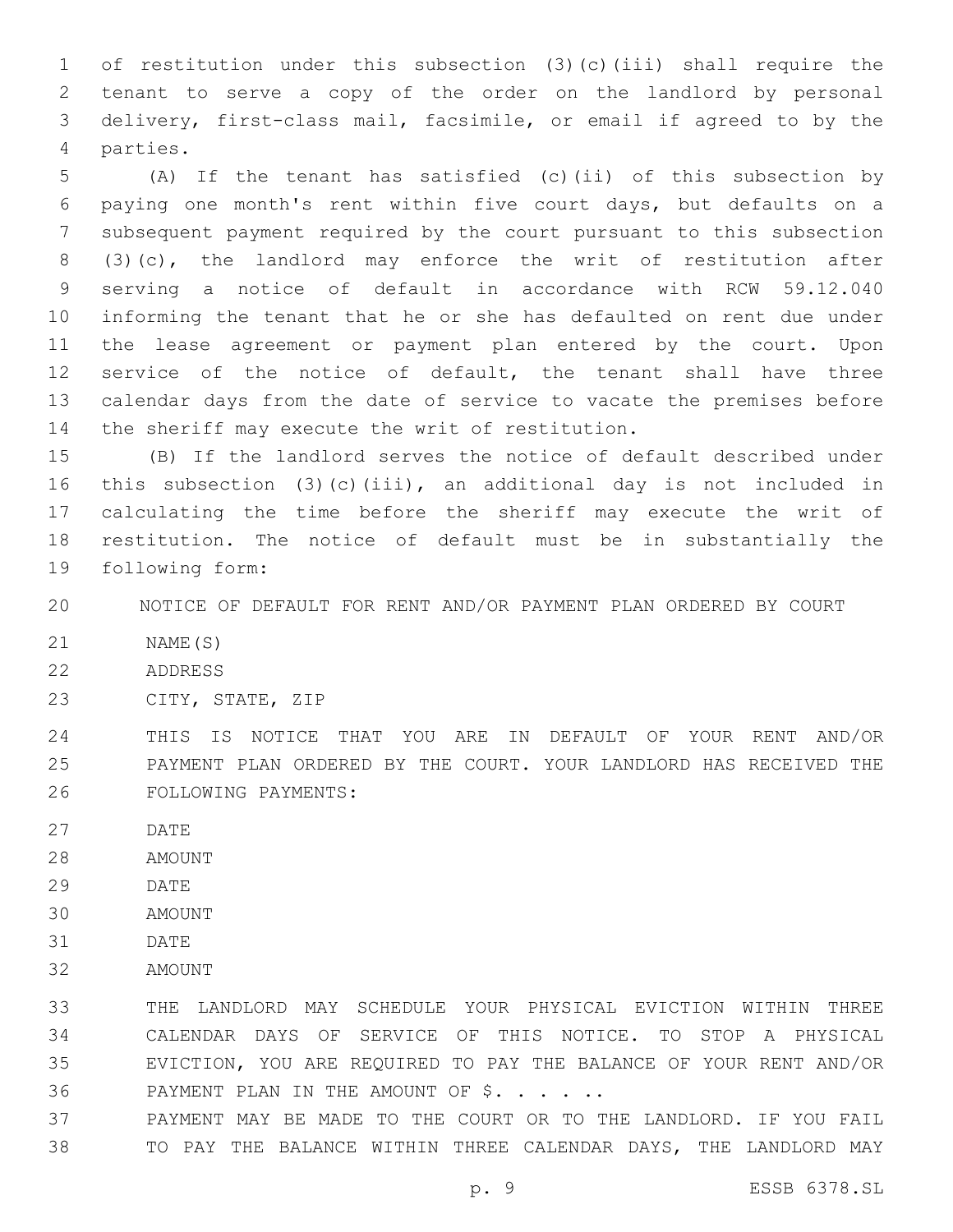of restitution under this subsection (3)(c)(iii) shall require the tenant to serve a copy of the order on the landlord by personal delivery, first-class mail, facsimile, or email if agreed to by the parties.

(A) If the tenant has satisfied (c)(ii) of this subsection by paying one month's rent within five court days, but defaults on a subsequent payment required by the court pursuant to this subsection (3)(c), the landlord may enforce the writ of restitution after serving a notice of default in accordance with RCW 59.12.040 informing the tenant that he or she has defaulted on rent due under the lease agreement or payment plan entered by the court. Upon service of the notice of default, the tenant shall have three calendar days from the date of service to vacate the premises before the sheriff may execute the writ of restitution.

(B) If the landlord serves the notice of default described under this subsection (3)(c)(iii), an additional day is not included in calculating the time before the sheriff may execute the writ of restitution. The notice of default must be in substantially the following form:

NOTICE OF DEFAULT FOR RENT AND/OR PAYMENT PLAN ORDERED BY COURT

NAME(S)

ADDRESS

CITY, STATE, ZIP

THIS IS NOTICE THAT YOU ARE IN DEFAULT OF YOUR RENT AND/OR PAYMENT PLAN ORDERED BY THE COURT. YOUR LANDLORD HAS RECEIVED THE FOLLOWING PAYMENTS:

DATE

AMOUNT

DATE

AMOUNT

DATE

AMOUNT

THE LANDLORD MAY SCHEDULE YOUR PHYSICAL EVICTION WITHIN THREE CALENDAR DAYS OF SERVICE OF THIS NOTICE. TO STOP A PHYSICAL EVICTION, YOU ARE REQUIRED TO PAY THE BALANCE OF YOUR RENT AND/OR PAYMENT PLAN IN THE AMOUNT OF $. . . . . .

PAYMENT MAY BE MADE TO THE COURT OR TO THE LANDLORD. IF YOU FAIL TO PAY THE BALANCE WITHIN THREE CALENDAR DAYS, THE LANDLORD MAY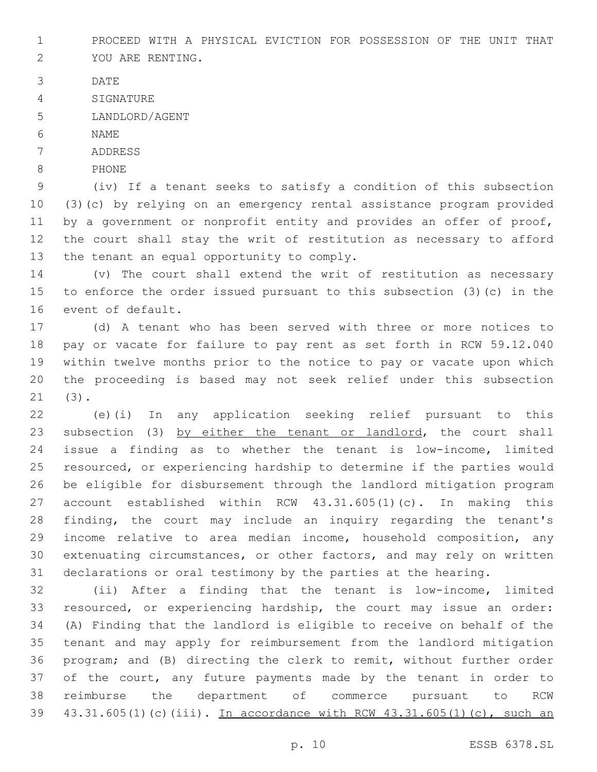PROCEED WITH A PHYSICAL EVICTION FOR POSSESSION OF THE UNIT THAT YOU ARE RENTING.

DATE

SIGNATURE

LANDLORD/AGENT

NAME

ADDRESS

PHONE

(iv) If a tenant seeks to satisfy a condition of this subsection (3)(c) by relying on an emergency rental assistance program provided by a government or nonprofit entity and provides an offer of proof, the court shall stay the writ of restitution as necessary to afford the tenant an equal opportunity to comply.

(v) The court shall extend the writ of restitution as necessary to enforce the order issued pursuant to this subsection (3)(c) in the event of default.

(d) A tenant who has been served with three or more notices to pay or vacate for failure to pay rent as set forth in RCW 59.12.040 within twelve months prior to the notice to pay or vacate upon which the proceeding is based may not seek relief under this subsection (3).

(e)(i) In any application seeking relief pursuant to this subsection (3) <u>by either the tenant or landlord</u>, the court shall issue a finding as to whether the tenant is low-income, limited resourced, or experiencing hardship to determine if the parties would be eligible for disbursement through the landlord mitigation program account established within RCW 43.31.605(1)(c). In making this finding, the court may include an inquiry regarding the tenant's income relative to area median income, household composition, any extenuating circumstances, or other factors, and may rely on written declarations or oral testimony by the parties at the hearing.

(ii) After a finding that the tenant is low-income, limited resourced, or experiencing hardship, the court may issue an order: (A) Finding that the landlord is eligible to receive on behalf of the tenant and may apply for reimbursement from the landlord mitigation program; and (B) directing the clerk to remit, without further order of the court, any future payments made by the tenant in order to reimburse the department of commerce pursuant to RCW 43.31.605(1)(c)(iii). <u>In accordance with RCW 43.31.605(1)(c), such an</u>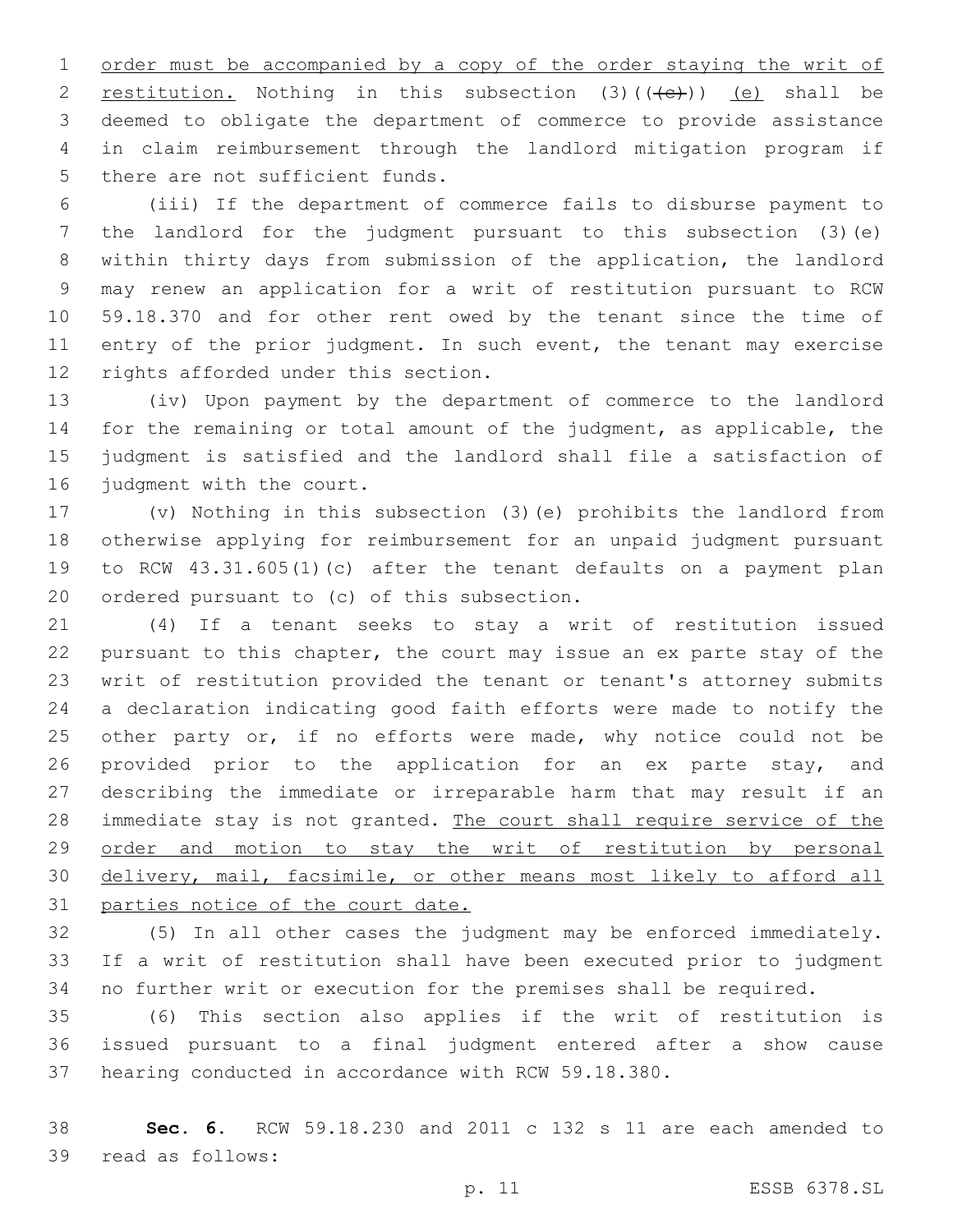order must be accompanied by a copy of the order staying the writ of restitution. Nothing in this subsection (3)((~~(c)~~)) (e) shall be deemed to obligate the department of commerce to provide assistance in claim reimbursement through the landlord mitigation program if there are not sufficient funds.

(iii) If the department of commerce fails to disburse payment to the landlord for the judgment pursuant to this subsection (3)(e) within thirty days from submission of the application, the landlord may renew an application for a writ of restitution pursuant to RCW 59.18.370 and for other rent owed by the tenant since the time of entry of the prior judgment. In such event, the tenant may exercise rights afforded under this section.

(iv) Upon payment by the department of commerce to the landlord for the remaining or total amount of the judgment, as applicable, the judgment is satisfied and the landlord shall file a satisfaction of judgment with the court.

(v) Nothing in this subsection (3)(e) prohibits the landlord from otherwise applying for reimbursement for an unpaid judgment pursuant to RCW 43.31.605(1)(c) after the tenant defaults on a payment plan ordered pursuant to (c) of this subsection.

(4) If a tenant seeks to stay a writ of restitution issued pursuant to this chapter, the court may issue an ex parte stay of the writ of restitution provided the tenant or tenant's attorney submits a declaration indicating good faith efforts were made to notify the other party or, if no efforts were made, why notice could not be provided prior to the application for an ex parte stay, and describing the immediate or irreparable harm that may result if an immediate stay is not granted. The court shall require service of the order and motion to stay the writ of restitution by personal delivery, mail, facsimile, or other means most likely to afford all parties notice of the court date.

(5) In all other cases the judgment may be enforced immediately. If a writ of restitution shall have been executed prior to judgment no further writ or execution for the premises shall be required.

(6) This section also applies if the writ of restitution is issued pursuant to a final judgment entered after a show cause hearing conducted in accordance with RCW 59.18.380.

**Sec. 6.** RCW 59.18.230 and 2011 c 132 s 11 are each amended to read as follows: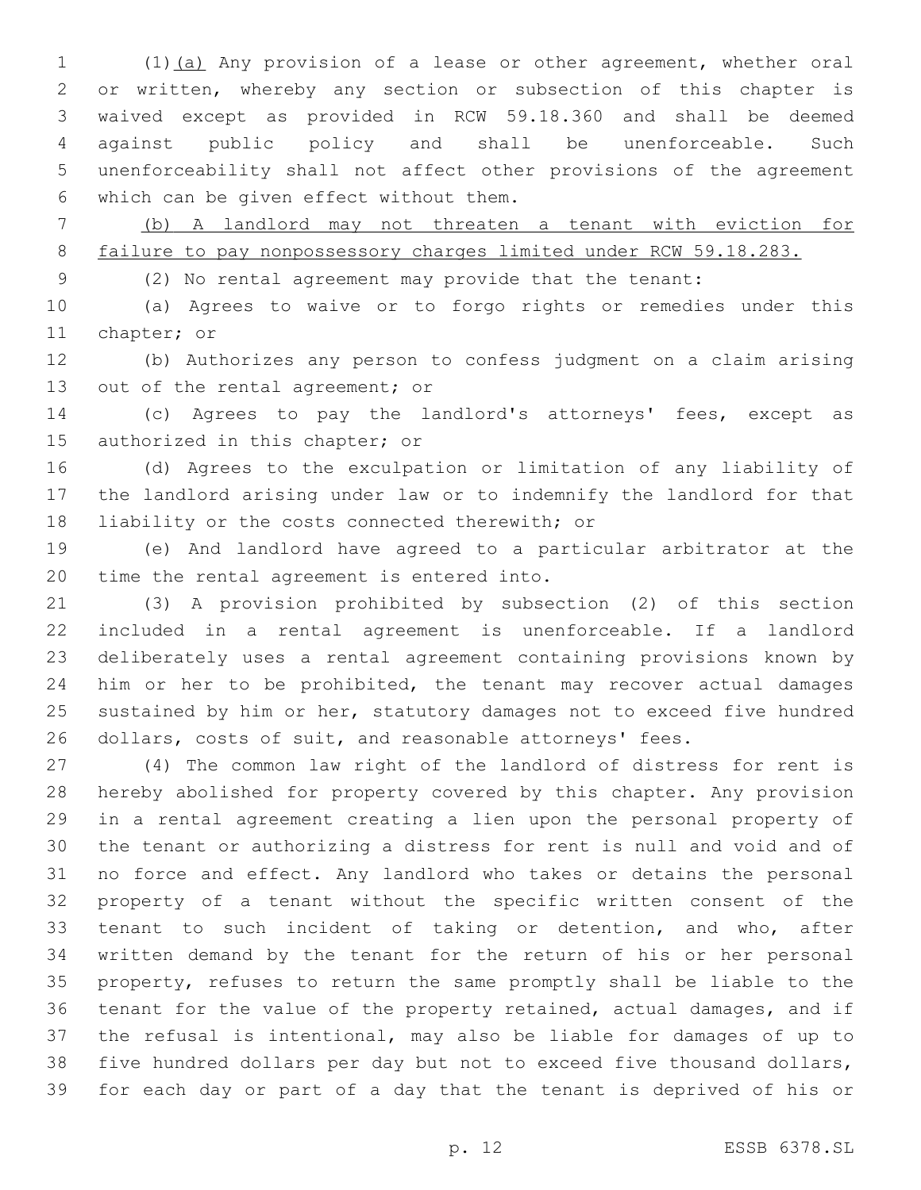(1)(a) Any provision of a lease or other agreement, whether oral or written, whereby any section or subsection of this chapter is waived except as provided in RCW 59.18.360 and shall be deemed against public policy and shall be unenforceable. Such unenforceability shall not affect other provisions of the agreement which can be given effect without them.

(b) A landlord may not threaten a tenant with eviction for failure to pay nonpossessory charges limited under RCW 59.18.283.

(2) No rental agreement may provide that the tenant:

(a) Agrees to waive or to forgo rights or remedies under this chapter; or

(b) Authorizes any person to confess judgment on a claim arising out of the rental agreement; or

(c) Agrees to pay the landlord's attorneys' fees, except as authorized in this chapter; or

(d) Agrees to the exculpation or limitation of any liability of the landlord arising under law or to indemnify the landlord for that liability or the costs connected therewith; or

(e) And landlord have agreed to a particular arbitrator at the time the rental agreement is entered into.

(3) A provision prohibited by subsection (2) of this section included in a rental agreement is unenforceable. If a landlord deliberately uses a rental agreement containing provisions known by him or her to be prohibited, the tenant may recover actual damages sustained by him or her, statutory damages not to exceed five hundred dollars, costs of suit, and reasonable attorneys' fees.

(4) The common law right of the landlord of distress for rent is hereby abolished for property covered by this chapter. Any provision in a rental agreement creating a lien upon the personal property of the tenant or authorizing a distress for rent is null and void and of no force and effect. Any landlord who takes or detains the personal property of a tenant without the specific written consent of the tenant to such incident of taking or detention, and who, after written demand by the tenant for the return of his or her personal property, refuses to return the same promptly shall be liable to the tenant for the value of the property retained, actual damages, and if the refusal is intentional, may also be liable for damages of up to five hundred dollars per day but not to exceed five thousand dollars, for each day or part of a day that the tenant is deprived of his or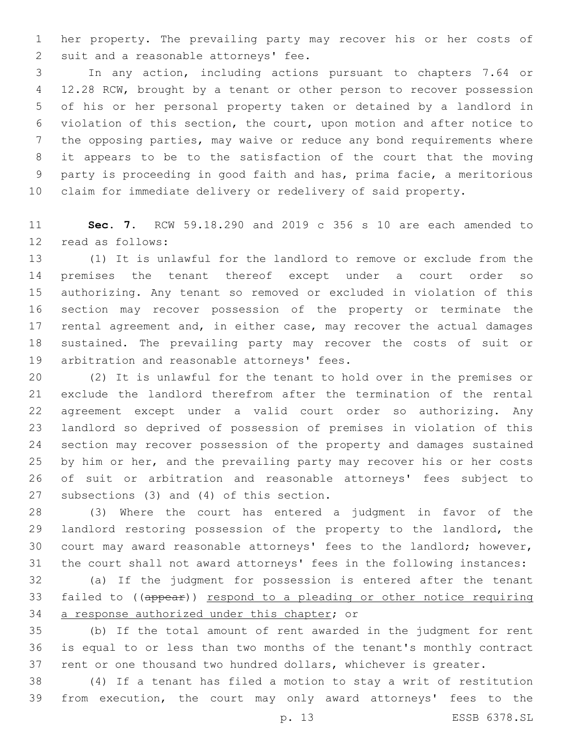her property. The prevailing party may recover his or her costs of suit and a reasonable attorneys' fee.

In any action, including actions pursuant to chapters 7.64 or 12.28 RCW, brought by a tenant or other person to recover possession of his or her personal property taken or detained by a landlord in violation of this section, the court, upon motion and after notice to the opposing parties, may waive or reduce any bond requirements where it appears to be to the satisfaction of the court that the moving party is proceeding in good faith and has, prima facie, a meritorious claim for immediate delivery or redelivery of said property.

**Sec. 7.** RCW 59.18.290 and 2019 c 356 s 10 are each amended to read as follows:

(1) It is unlawful for the landlord to remove or exclude from the premises the tenant thereof except under a court order so authorizing. Any tenant so removed or excluded in violation of this section may recover possession of the property or terminate the rental agreement and, in either case, may recover the actual damages sustained. The prevailing party may recover the costs of suit or arbitration and reasonable attorneys' fees.

(2) It is unlawful for the tenant to hold over in the premises or exclude the landlord therefrom after the termination of the rental agreement except under a valid court order so authorizing. Any landlord so deprived of possession of premises in violation of this section may recover possession of the property and damages sustained by him or her, and the prevailing party may recover his or her costs of suit or arbitration and reasonable attorneys' fees subject to subsections (3) and (4) of this section.

(3) Where the court has entered a judgment in favor of the landlord restoring possession of the property to the landlord, the court may award reasonable attorneys' fees to the landlord; however, the court shall not award attorneys' fees in the following instances:

(a) If the judgment for possession is entered after the tenant failed to ((~~appear~~)) <u>respond to a pleading or other notice requiring a response authorized under this chapter</u>; or

(b) If the total amount of rent awarded in the judgment for rent is equal to or less than two months of the tenant's monthly contract rent or one thousand two hundred dollars, whichever is greater.

(4) If a tenant has filed a motion to stay a writ of restitution from execution, the court may only award attorneys' fees to the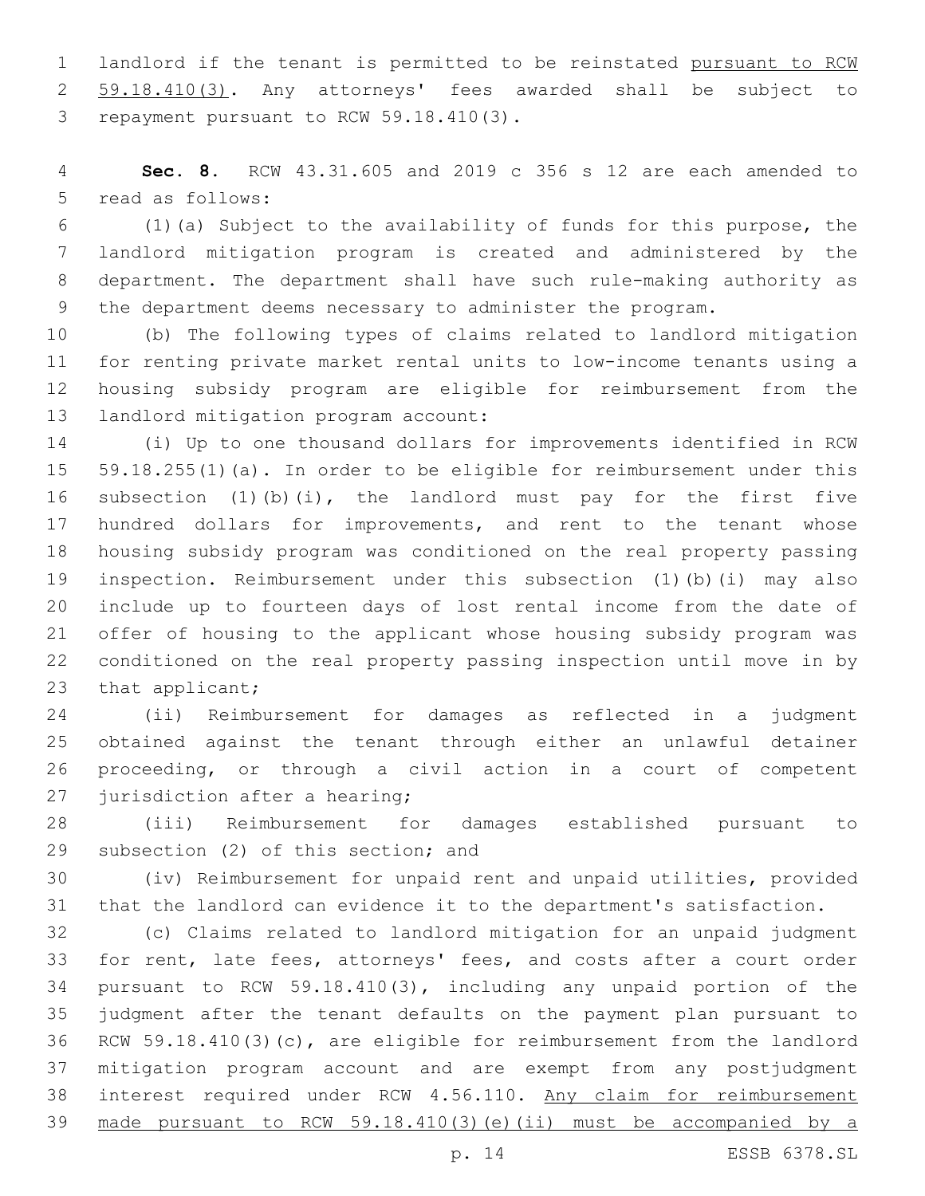landlord if the tenant is permitted to be reinstated <u>pursuant to RCW 59.18.410(3)</u>. Any attorneys' fees awarded shall be subject to repayment pursuant to RCW 59.18.410(3).

**Sec. 8.** RCW 43.31.605 and 2019 c 356 s 12 are each amended to read as follows:

(1)(a) Subject to the availability of funds for this purpose, the landlord mitigation program is created and administered by the department. The department shall have such rule-making authority as the department deems necessary to administer the program.

(b) The following types of claims related to landlord mitigation for renting private market rental units to low-income tenants using a housing subsidy program are eligible for reimbursement from the landlord mitigation program account:

(i) Up to one thousand dollars for improvements identified in RCW 59.18.255(1)(a). In order to be eligible for reimbursement under this subsection (1)(b)(i), the landlord must pay for the first five hundred dollars for improvements, and rent to the tenant whose housing subsidy program was conditioned on the real property passing inspection. Reimbursement under this subsection (1)(b)(i) may also include up to fourteen days of lost rental income from the date of offer of housing to the applicant whose housing subsidy program was conditioned on the real property passing inspection until move in by that applicant;

(ii) Reimbursement for damages as reflected in a judgment obtained against the tenant through either an unlawful detainer proceeding, or through a civil action in a court of competent jurisdiction after a hearing;

(iii) Reimbursement for damages established pursuant to subsection (2) of this section; and

(iv) Reimbursement for unpaid rent and unpaid utilities, provided that the landlord can evidence it to the department's satisfaction.

(c) Claims related to landlord mitigation for an unpaid judgment for rent, late fees, attorneys' fees, and costs after a court order pursuant to RCW 59.18.410(3), including any unpaid portion of the judgment after the tenant defaults on the payment plan pursuant to RCW 59.18.410(3)(c), are eligible for reimbursement from the landlord mitigation program account and are exempt from any postjudgment interest required under RCW 4.56.110. <u>Any claim for reimbursement made pursuant to RCW 59.18.410(3)(e)(ii) must be accompanied by a</u>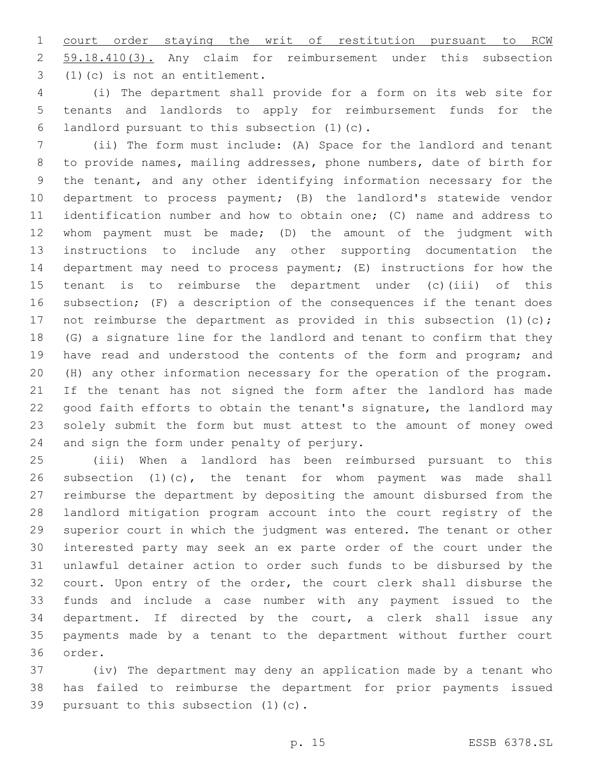court order staying the writ of restitution pursuant to RCW 59.18.410(3). Any claim for reimbursement under this subsection (1)(c) is not an entitlement.

(i) The department shall provide for a form on its web site for tenants and landlords to apply for reimbursement funds for the landlord pursuant to this subsection (1)(c).

(ii) The form must include: (A) Space for the landlord and tenant to provide names, mailing addresses, phone numbers, date of birth for the tenant, and any other identifying information necessary for the department to process payment; (B) the landlord's statewide vendor identification number and how to obtain one; (C) name and address to whom payment must be made; (D) the amount of the judgment with instructions to include any other supporting documentation the department may need to process payment; (E) instructions for how the tenant is to reimburse the department under (c)(iii) of this subsection; (F) a description of the consequences if the tenant does not reimburse the department as provided in this subsection (1)(c); (G) a signature line for the landlord and tenant to confirm that they have read and understood the contents of the form and program; and (H) any other information necessary for the operation of the program. If the tenant has not signed the form after the landlord has made good faith efforts to obtain the tenant's signature, the landlord may solely submit the form but must attest to the amount of money owed and sign the form under penalty of perjury.

(iii) When a landlord has been reimbursed pursuant to this subsection (1)(c), the tenant for whom payment was made shall reimburse the department by depositing the amount disbursed from the landlord mitigation program account into the court registry of the superior court in which the judgment was entered. The tenant or other interested party may seek an ex parte order of the court under the unlawful detainer action to order such funds to be disbursed by the court. Upon entry of the order, the court clerk shall disburse the funds and include a case number with any payment issued to the department. If directed by the court, a clerk shall issue any payments made by a tenant to the department without further court order.

(iv) The department may deny an application made by a tenant who has failed to reimburse the department for prior payments issued pursuant to this subsection (1)(c).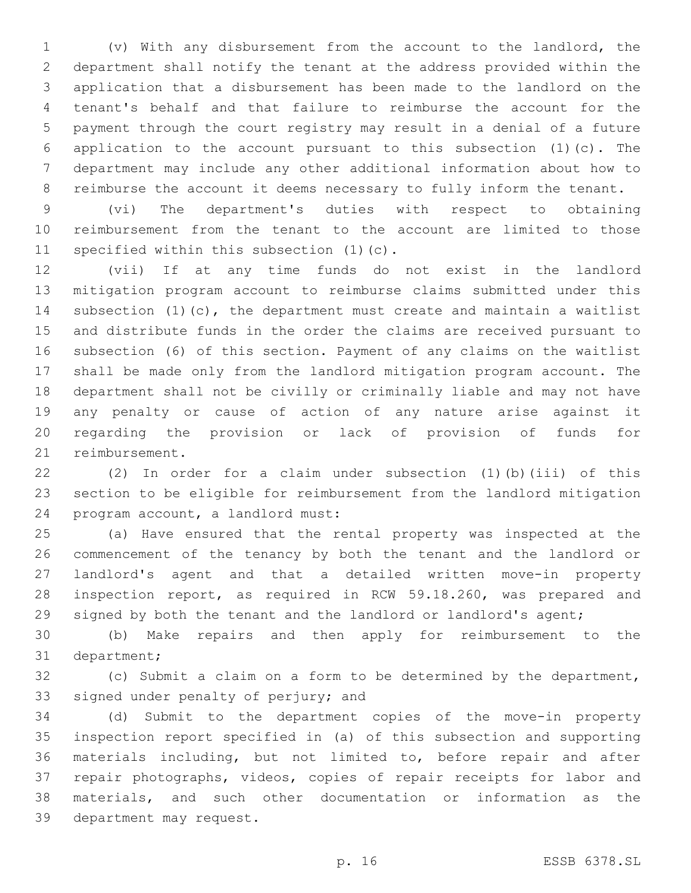(v) With any disbursement from the account to the landlord, the department shall notify the tenant at the address provided within the application that a disbursement has been made to the landlord on the tenant's behalf and that failure to reimburse the account for the payment through the court registry may result in a denial of a future application to the account pursuant to this subsection (1)(c). The department may include any other additional information about how to reimburse the account it deems necessary to fully inform the tenant.

(vi) The department's duties with respect to obtaining reimbursement from the tenant to the account are limited to those specified within this subsection (1)(c).

(vii) If at any time funds do not exist in the landlord mitigation program account to reimburse claims submitted under this subsection (1)(c), the department must create and maintain a waitlist and distribute funds in the order the claims are received pursuant to subsection (6) of this section. Payment of any claims on the waitlist shall be made only from the landlord mitigation program account. The department shall not be civilly or criminally liable and may not have any penalty or cause of action of any nature arise against it regarding the provision or lack of provision of funds for reimbursement.

(2) In order for a claim under subsection (1)(b)(iii) of this section to be eligible for reimbursement from the landlord mitigation program account, a landlord must:

(a) Have ensured that the rental property was inspected at the commencement of the tenancy by both the tenant and the landlord or landlord's agent and that a detailed written move-in property inspection report, as required in RCW 59.18.260, was prepared and signed by both the tenant and the landlord or landlord's agent;

(b) Make repairs and then apply for reimbursement to the department;

(c) Submit a claim on a form to be determined by the department, signed under penalty of perjury; and

(d) Submit to the department copies of the move-in property inspection report specified in (a) of this subsection and supporting materials including, but not limited to, before repair and after repair photographs, videos, copies of repair receipts for labor and materials, and such other documentation or information as the department may request.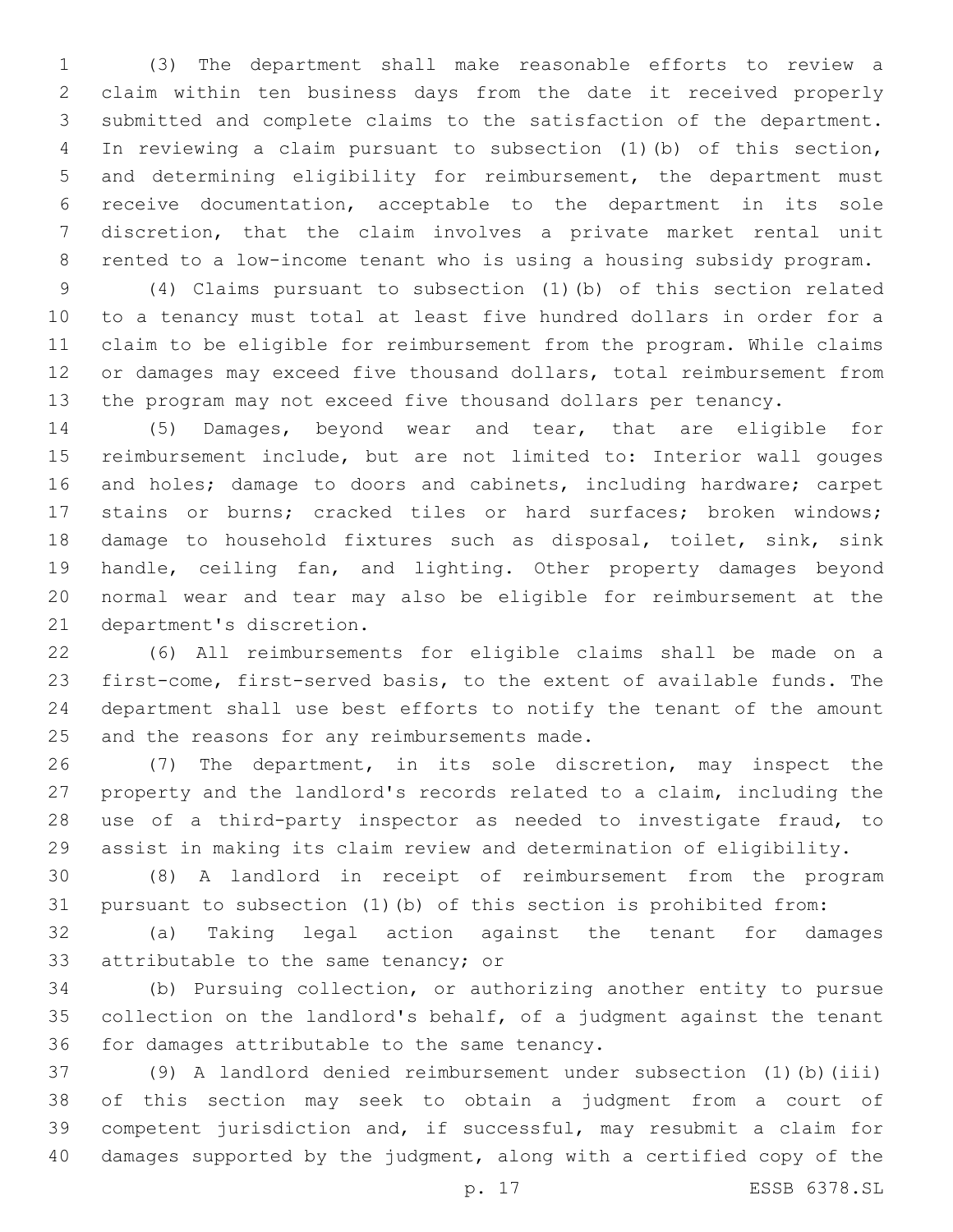(3) The department shall make reasonable efforts to review a claim within ten business days from the date it received properly submitted and complete claims to the satisfaction of the department. In reviewing a claim pursuant to subsection (1)(b) of this section, and determining eligibility for reimbursement, the department must receive documentation, acceptable to the department in its sole discretion, that the claim involves a private market rental unit rented to a low-income tenant who is using a housing subsidy program.

(4) Claims pursuant to subsection (1)(b) of this section related to a tenancy must total at least five hundred dollars in order for a claim to be eligible for reimbursement from the program. While claims or damages may exceed five thousand dollars, total reimbursement from the program may not exceed five thousand dollars per tenancy.

(5) Damages, beyond wear and tear, that are eligible for reimbursement include, but are not limited to: Interior wall gouges and holes; damage to doors and cabinets, including hardware; carpet stains or burns; cracked tiles or hard surfaces; broken windows; damage to household fixtures such as disposal, toilet, sink, sink handle, ceiling fan, and lighting. Other property damages beyond normal wear and tear may also be eligible for reimbursement at the department's discretion.

(6) All reimbursements for eligible claims shall be made on a first-come, first-served basis, to the extent of available funds. The department shall use best efforts to notify the tenant of the amount and the reasons for any reimbursements made.

(7) The department, in its sole discretion, may inspect the property and the landlord's records related to a claim, including the use of a third-party inspector as needed to investigate fraud, to assist in making its claim review and determination of eligibility.

(8) A landlord in receipt of reimbursement from the program pursuant to subsection (1)(b) of this section is prohibited from:

(a) Taking legal action against the tenant for damages attributable to the same tenancy; or

(b) Pursuing collection, or authorizing another entity to pursue collection on the landlord's behalf, of a judgment against the tenant for damages attributable to the same tenancy.

(9) A landlord denied reimbursement under subsection (1)(b)(iii) of this section may seek to obtain a judgment from a court of competent jurisdiction and, if successful, may resubmit a claim for damages supported by the judgment, along with a certified copy of the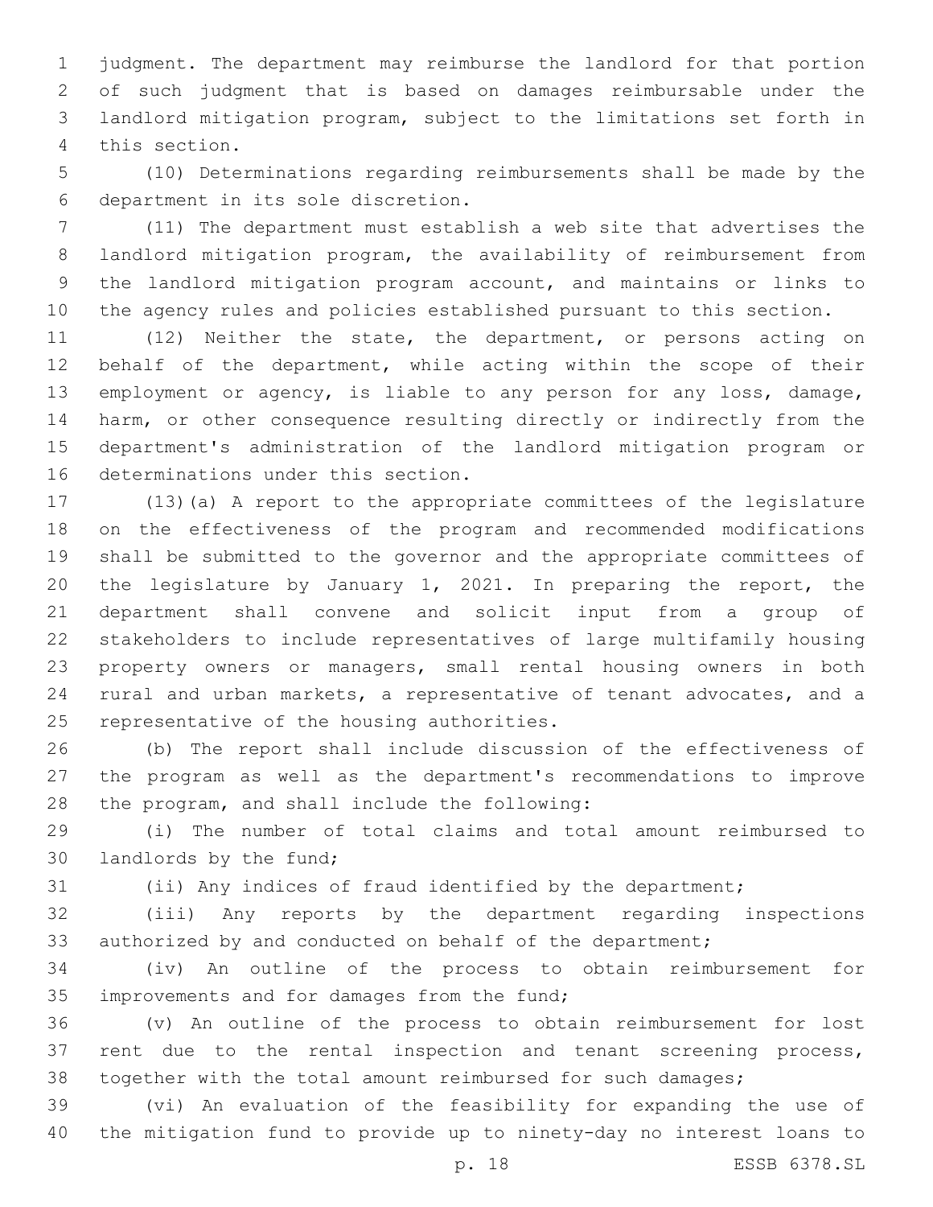judgment. The department may reimburse the landlord for that portion of such judgment that is based on damages reimbursable under the landlord mitigation program, subject to the limitations set forth in this section.

(10) Determinations regarding reimbursements shall be made by the department in its sole discretion.

(11) The department must establish a web site that advertises the landlord mitigation program, the availability of reimbursement from the landlord mitigation program account, and maintains or links to the agency rules and policies established pursuant to this section.

(12) Neither the state, the department, or persons acting on behalf of the department, while acting within the scope of their employment or agency, is liable to any person for any loss, damage, harm, or other consequence resulting directly or indirectly from the department's administration of the landlord mitigation program or determinations under this section.

(13)(a) A report to the appropriate committees of the legislature on the effectiveness of the program and recommended modifications shall be submitted to the governor and the appropriate committees of the legislature by January 1, 2021. In preparing the report, the department shall convene and solicit input from a group of stakeholders to include representatives of large multifamily housing property owners or managers, small rental housing owners in both rural and urban markets, a representative of tenant advocates, and a representative of the housing authorities.

(b) The report shall include discussion of the effectiveness of the program as well as the department's recommendations to improve the program, and shall include the following:

(i) The number of total claims and total amount reimbursed to landlords by the fund;

(ii) Any indices of fraud identified by the department;

(iii) Any reports by the department regarding inspections authorized by and conducted on behalf of the department;

(iv) An outline of the process to obtain reimbursement for improvements and for damages from the fund;

(v) An outline of the process to obtain reimbursement for lost rent due to the rental inspection and tenant screening process, together with the total amount reimbursed for such damages;

(vi) An evaluation of the feasibility for expanding the use of the mitigation fund to provide up to ninety-day no interest loans to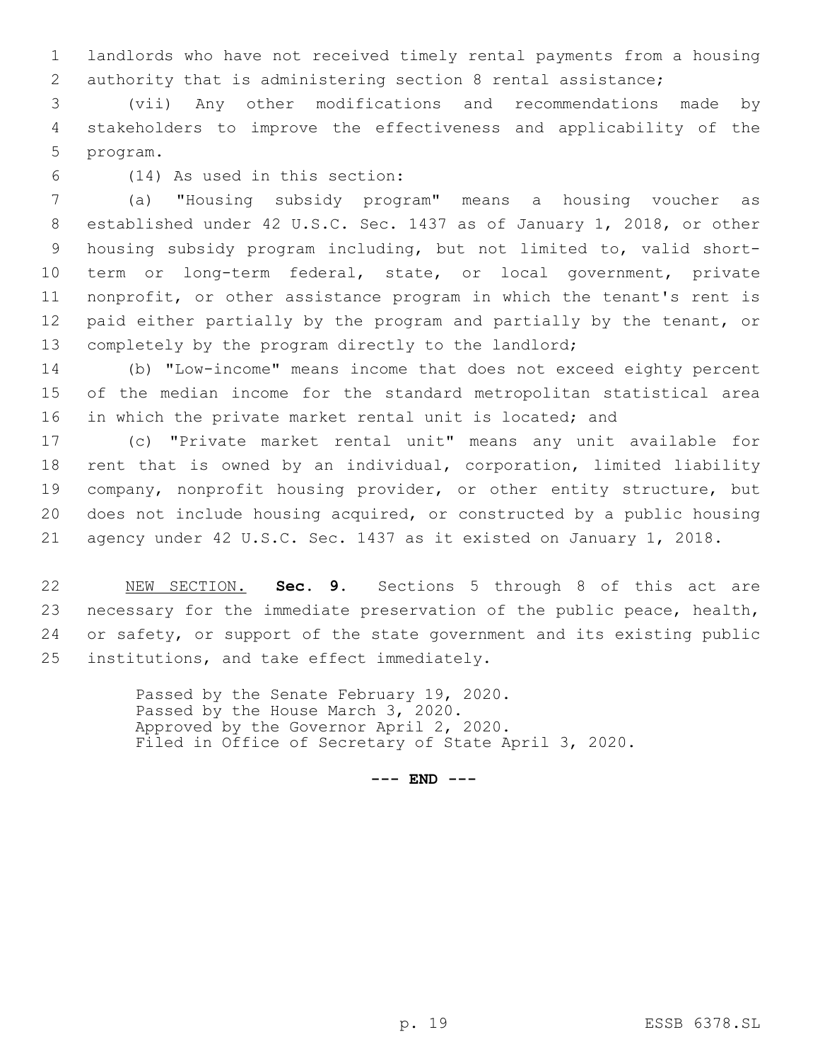landlords who have not received timely rental payments from a housing authority that is administering section 8 rental assistance;

(vii) Any other modifications and recommendations made by stakeholders to improve the effectiveness and applicability of the program.

(14) As used in this section:

(a) "Housing subsidy program" means a housing voucher as established under 42 U.S.C. Sec. 1437 as of January 1, 2018, or other housing subsidy program including, but not limited to, valid short-term or long-term federal, state, or local government, private nonprofit, or other assistance program in which the tenant's rent is paid either partially by the program and partially by the tenant, or completely by the program directly to the landlord;

(b) "Low-income" means income that does not exceed eighty percent of the median income for the standard metropolitan statistical area in which the private market rental unit is located; and

(c) "Private market rental unit" means any unit available for rent that is owned by an individual, corporation, limited liability company, nonprofit housing provider, or other entity structure, but does not include housing acquired, or constructed by a public housing agency under 42 U.S.C. Sec. 1437 as it existed on January 1, 2018.

NEW SECTION. **Sec. 9.** Sections 5 through 8 of this act are necessary for the immediate preservation of the public peace, health, or safety, or support of the state government and its existing public institutions, and take effect immediately.

Passed by the Senate February 19, 2020.
Passed by the House March 3, 2020.
Approved by the Governor April 2, 2020.
Filed in Office of Secretary of State April 3, 2020.

**--- END ---**